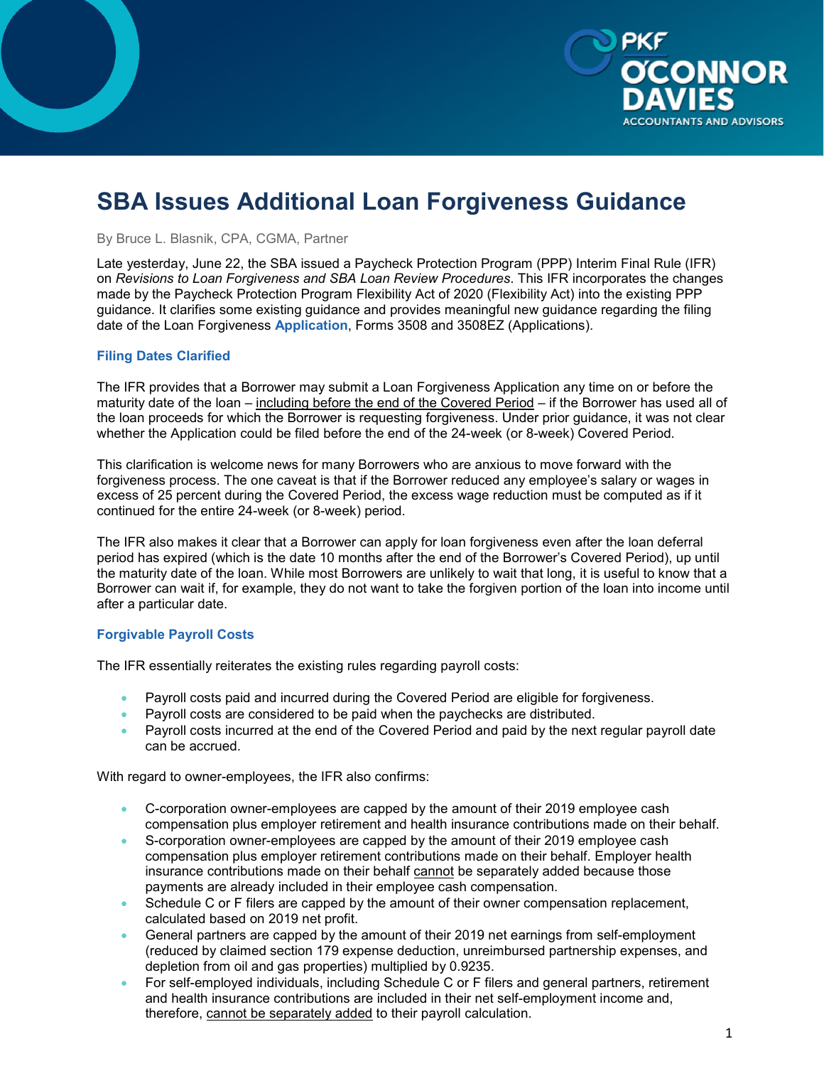# SBA Issues Additional Loan Forgiveness Guidance

By Bruce L. Blasnik, CPA, CGMA, Partner

Late yesterday, June 22, the SBA issued a Paycheck Protection Program (PPP) Interim Final Rule (IFR) on *Revisions to Loan Forgiveness and SBA Loan Review Procedures*. This IFR incorporates the changes made by the Paycheck Protection Program Flexibility Act of 2020 (Flexibility Act) into the existing PPP guidance. It clarifies some existing guidance and provides meaningful new guidance regarding the filing date of the Loan Forgiveness **Application**, Forms 3508 and 3508EZ (Applications).

### Filing Dates Clarified

The IFR provides that a Borrower may submit a Loan Forgiveness Application any time on or before the maturity date of the loan – including before the end of the Covered Period – if the Borrower has used all of the loan proceeds for which the Borrower is requesting forgiveness. Under prior guidance, it was not clear whether the Application could be filed before the end of the 24-week (or 8-week) Covered Period.

This clarification is welcome news for many Borrowers who are anxious to move forward with the forgiveness process. The one caveat is that if the Borrower reduced any employee's salary or wages in excess of 25 percent during the Covered Period, the excess wage reduction must be computed as if it continued for the entire 24-week (or 8-week) period.

The IFR also makes it clear that a Borrower can apply for loan forgiveness even after the loan deferral period has expired (which is the date 10 months after the end of the Borrower's Covered Period), up until the maturity date of the loan. While most Borrowers are unlikely to wait that long, it is useful to know that a Borrower can wait if, for example, they do not want to take the forgiven portion of the loan into income until after a particular date.

### Forgivable Payroll Costs

The IFR essentially reiterates the existing rules regarding payroll costs:

- Payroll costs paid and incurred during the Covered Period are eligible for forgiveness.
- Payroll costs are considered to be paid when the paychecks are distributed.
- Payroll costs incurred at the end of the Covered Period and paid by the next regular payroll date can be accrued.

With regard to owner-employees, the IFR also confirms:

- C-corporation owner-employees are capped by the amount of their 2019 employee cash compensation plus employer retirement and health insurance contributions made on their behalf.
- S-corporation owner-employees are capped by the amount of their 2019 employee cash compensation plus employer retirement contributions made on their behalf. Employer health insurance contributions made on their behalf cannot be separately added because those payments are already included in their employee cash compensation.
- Schedule C or F filers are capped by the amount of their owner compensation replacement, calculated based on 2019 net profit.
- General partners are capped by the amount of their 2019 net earnings from self-employment (reduced by claimed section 179 expense deduction, unreimbursed partnership expenses, and depletion from oil and gas properties) multiplied by 0.9235.
- For self-employed individuals, including Schedule C or F filers and general partners, retirement and health insurance contributions are included in their net self-employment income and, therefore, cannot be separately added to their payroll calculation.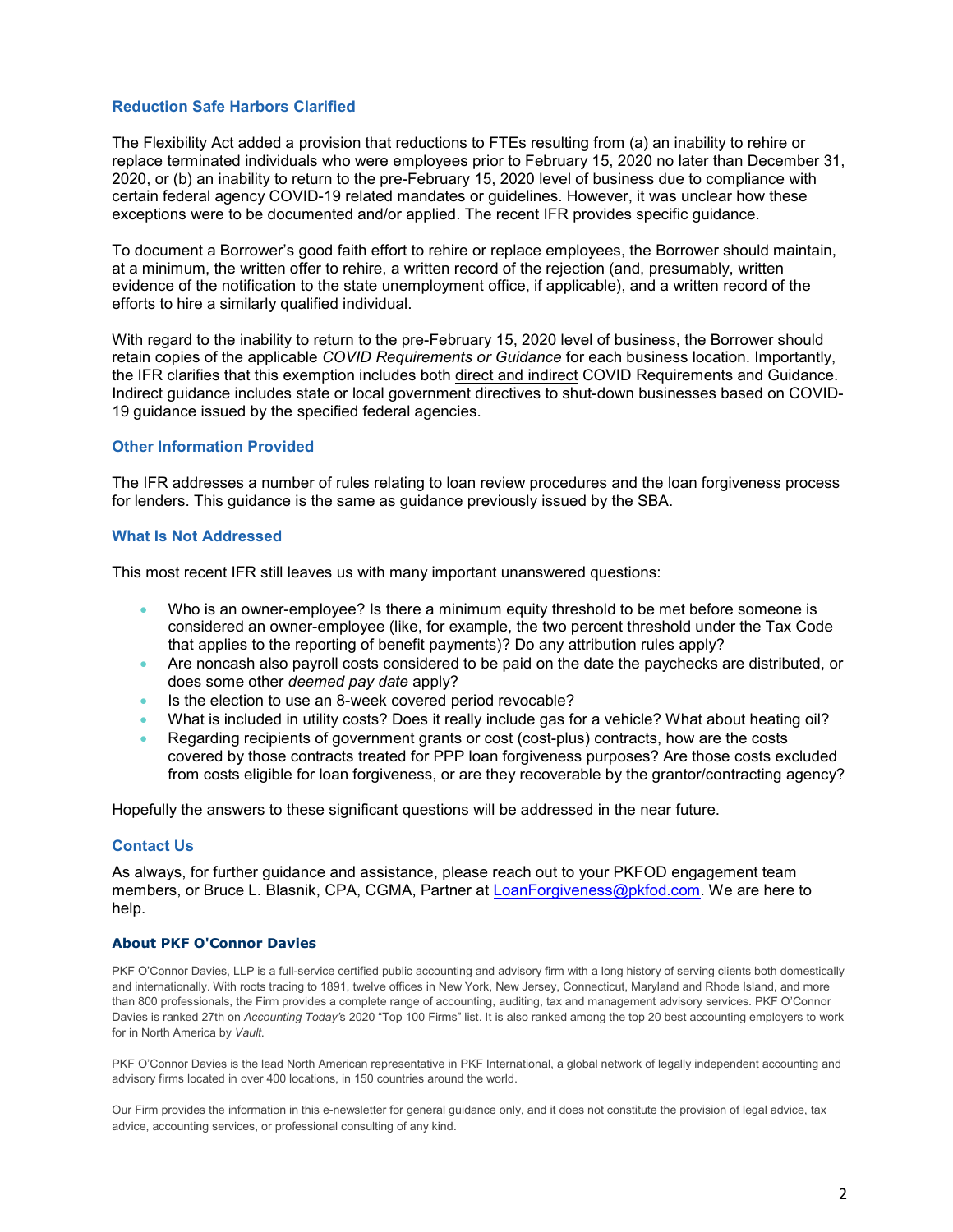## Reduction Safe Harbors Clarified

The Flexibility Act added a provision that reductions to FTEs resulting from (a) an inability to rehire or replace terminated individuals who were employees prior to February 15, 2020 no later than December 31, 2020, or (b) an inability to return to the pre-February 15, 2020 level of business due to compliance with certain federal agency COVID-19 related mandates or guidelines. However, it was unclear how these exceptions were to be documented and/or applied. The recent IFR provides specific guidance.

To document a Borrower's good faith effort to rehire or replace employees, the Borrower should maintain, at a minimum, the written offer to rehire, a written record of the rejection (and, presumably, written evidence of the notification to the state unemployment office, if applicable), and a written record of the efforts to hire a similarly qualified individual.

With regard to the inability to return to the pre-February 15, 2020 level of business, the Borrower should retain copies of the applicable *COVID Requirements or Guidance* for each business location. Importantly, the IFR clarifies that this exemption includes both direct and indirect COVID Requirements and Guidance. Indirect guidance includes state or local government directives to shut-down businesses based on COVID-19 guidance issued by the specified federal agencies.

## Other Information Provided

The IFR addresses a number of rules relating to loan review procedures and the loan forgiveness process for lenders. This guidance is the same as guidance previously issued by the SBA.

## What Is Not Addressed

This most recent IFR still leaves us with many important unanswered questions:

- Who is an owner-employee? Is there a minimum equity threshold to be met before someone is considered an owner-employee (like, for example, the two percent threshold under the Tax Code that applies to the reporting of benefit payments)? Do any attribution rules apply?
- Are noncash also payroll costs considered to be paid on the date the paychecks are distributed, or does some other *deemed pay date* apply?
- Is the election to use an 8-week covered period revocable?
- What is included in utility costs? Does it really include gas for a vehicle? What about heating oil?
- Regarding recipients of government grants or cost (cost-plus) contracts, how are the costs covered by those contracts treated for PPP loan forgiveness purposes? Are those costs excluded from costs eligible for loan forgiveness, or are they recoverable by the grantor/contracting agency?

Hopefully the answers to these significant questions will be addressed in the near future.

## Contact Us

As always, for further guidance and assistance, please reach out to your PKFOD engagement team members, or Bruce L. Blasnik, CPA, CGMA, Partner at LoanForgiveness@pkfod.com. We are here to help.

### About PKF O'Connor Davies

PKF O'Connor Davies, LLP is a full-service certified public accounting and advisory firm with a long history of serving clients both domestically and internationally. With roots tracing to 1891, twelve offices in New York, New Jersey, Connecticut, Maryland and Rhode Island, and more than 800 professionals, the Firm provides a complete range of accounting, auditing, tax and management advisory services. PKF O'Connor Davies is ranked 27th on *Accounting Today's* 2020 "Top 100 Firms" list. It is also ranked among the top 20 best accounting employers to work for in North America by *Vault.*

PKF O'Connor Davies is the lead North American representative in PKF International, a global network of legally independent accounting and advisory firms located in over 400 locations, in 150 countries around the world.

Our Firm provides the information in this e-newsletter for general guidance only, and it does not constitute the provision of legal advice, tax advice, accounting services, or professional consulting of any kind.